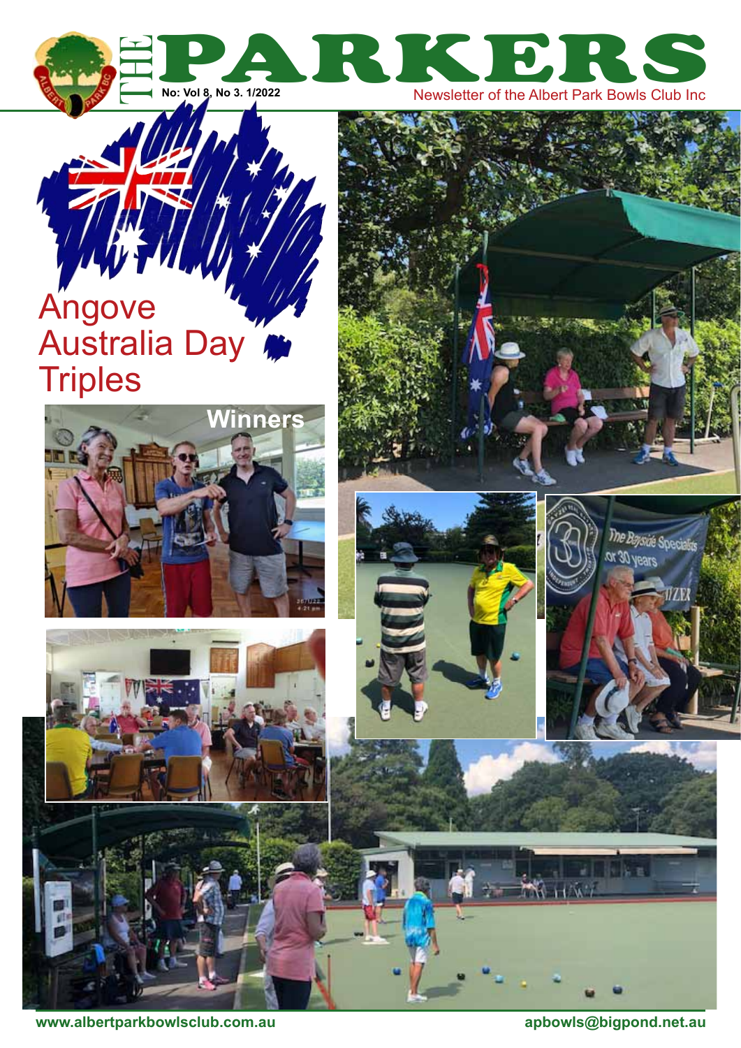# THE PARKERS

No: Vol 8, No 3. 1/2022

Newsletter of the Albert Park Bowls Club Inc

## Angove Australia Day Triples

Winners

www.albertparkbowlsclub.com.au

apbowls@bigpond.net.au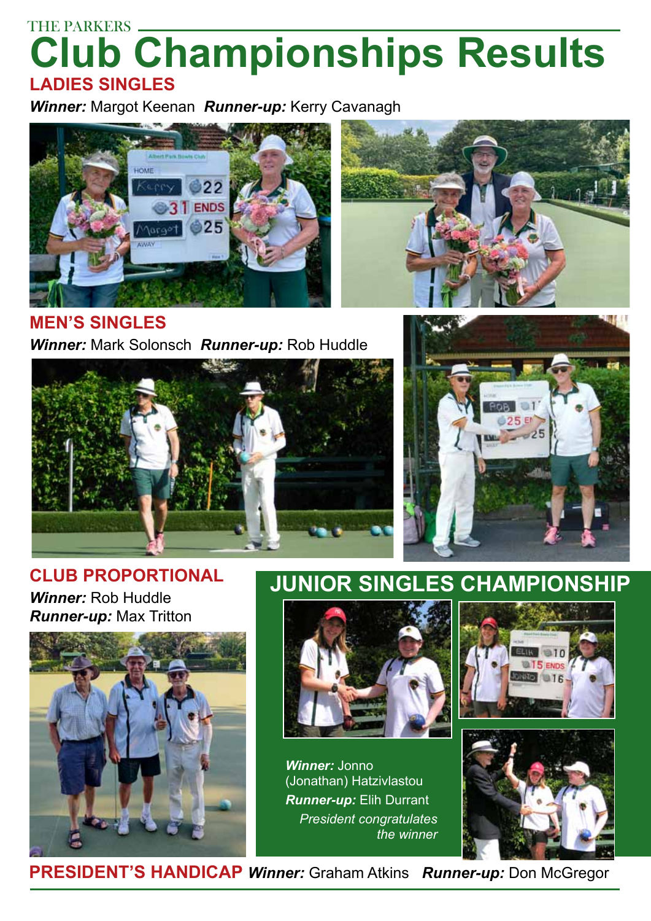THE PARKERS

# Club Championships Results

## LADIES SINGLES

***Winner:*** Margot Keenan ***Runner-up:*** Kerry Cavanagh

## MEN'S SINGLES

***Winner:*** Mark Solonsch ***Runner-up:*** Rob Huddle

## CLUB PROPORTIONAL

***Winner:*** Rob Huddle
***Runner-up:*** Max Tritton

## JUNIOR SINGLES CHAMPIONSHIP

***Winner:*** Jonno (Jonathan) Hatzivlastou
***Runner-up:*** Elih Durrant

*President congratulates the winner*

## PRESIDENT'S HANDICAP

***Winner:*** Graham Atkins ***Runner-up:*** Don McGregor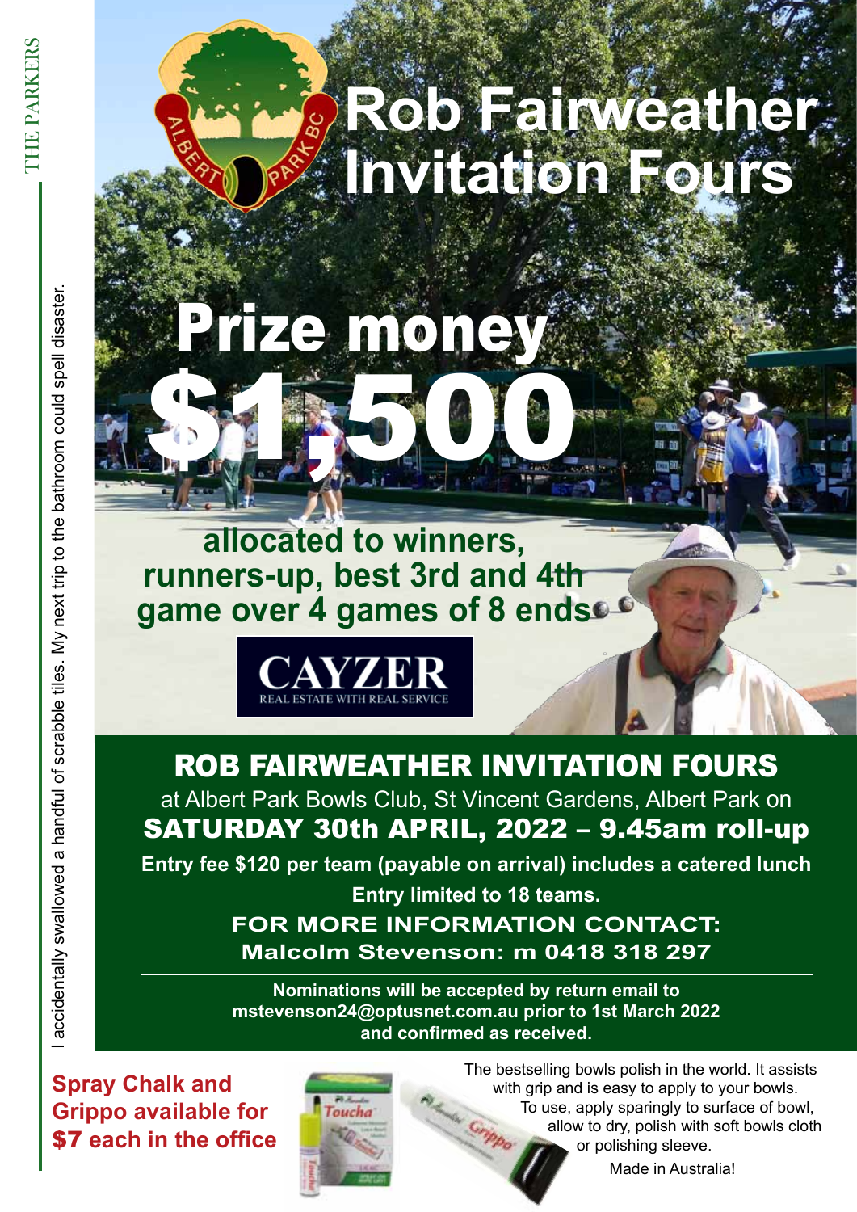# Rob Fairweather Invitation Fours

## Prize money $1,500

**allocated to winners, runners-up, best 3rd and 4th game over 4 games of 8 ends**

CAYZER
REAL ESTATE WITH REAL SERVICE

## ROB FAIRWEATHER INVITATION FOURS

at Albert Park Bowls Club, St Vincent Gardens, Albert Park on

**SATURDAY 30th APRIL, 2022 – 9.45am roll-up**

**Entry fee $120 per team (payable on arrival) includes a catered lunch**

**Entry limited to 18 teams.**

**FOR MORE INFORMATION CONTACT:**
**Malcolm Stevenson: m 0418 318 297**

---

**Nominations will be accepted by return email to mstevenson24@optusnet.com.au prior to 1st March 2022 and confirmed as received.**

**Spray Chalk and Grippo available for $7 each in the office**

The bestselling bowls polish in the world. It assists with grip and is easy to apply to your bowls. To use, apply sparingly to surface of bowl, allow to dry, polish with soft bowls cloth or polishing sleeve.

Made in Australia!

I accidentally swallowed a handful of scrabble tiles. My next trip to the bathroom could spell disaster.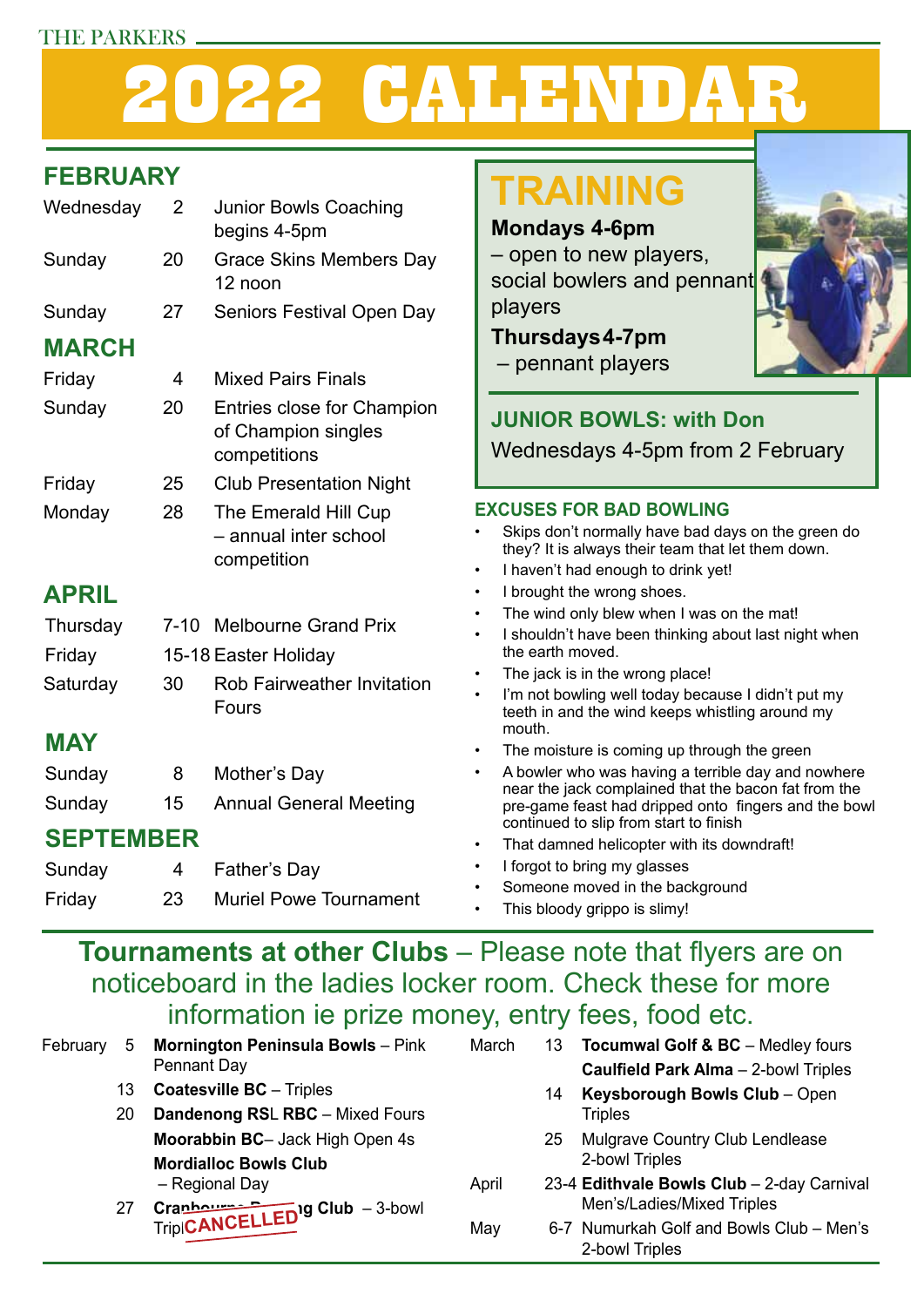THE PARKERS

# 2022 CALENDAR

## FEBRUARY

| | | |
|---|---|---|
| Wednesday | 2 | Junior Bowls Coaching begins 4-5pm |
| Sunday | 20 | Grace Skins Members Day 12 noon |
| Sunday | 27 | Seniors Festival Open Day |

## MARCH

| | | |
|---|---|---|
| Friday | 4 | Mixed Pairs Finals |
| Sunday | 20 | Entries close for Champion of Champion singles competitions |
| Friday | 25 | Club Presentation Night |
| Monday | 28 | The Emerald Hill Cup – annual inter school competition |

## APRIL

| | | |
|---|---|---|
| Thursday | 7-10 | Melbourne Grand Prix |
| Friday | 15-18 | Easter Holiday |
| Saturday | 30 | Rob Fairweather Invitation Fours |

## MAY

| | | |
|---|---|---|
| Sunday | 8 | Mother's Day |
| Sunday | 15 | Annual General Meeting |

## SEPTEMBER

| | | |
|---|---|---|
| Sunday | 4 | Father's Day |
| Friday | 23 | Muriel Powe Tournament |

## TRAINING

**Mondays 4-6pm**
– open to new players, social bowlers and pennant players

**Thursdays 4-7pm**
– pennant players

### JUNIOR BOWLS: with Don

Wednesdays 4-5pm from 2 February

### EXCUSES FOR BAD BOWLING

- Skips don't normally have bad days on the green do they? It is always their team that let them down.
- I haven't had enough to drink yet!
- I brought the wrong shoes.
- The wind only blew when I was on the mat!
- I shouldn't have been thinking about last night when the earth moved.
- The jack is in the wrong place!
- I'm not bowling well today because I didn't put my teeth in and the wind keeps whistling around my mouth.
- The moisture is coming up through the green
- A bowler who was having a terrible day and nowhere near the jack complained that the bacon fat from the pre-game feast had dripped onto fingers and the bowl continued to slip from start to finish
- That damned helicopter with its downdraft!
- I forgot to bring my glasses
- Someone moved in the background
- This bloody grippo is slimy!

## Tournaments at other Clubs – Please note that flyers are on noticeboard in the ladies locker room. Check these for more information ie prize money, entry fees, food etc.

| | | |
|---|---|---|
| February | 5 | **Mornington Peninsula Bowls** – Pink Pennant Day |
| | 13 | **Coatesville BC** – Triples |
| | 20 | **Dandenong RSL RBC** – Mixed Fours |
| | | **Moorabbin BC**– Jack High Open 4s |
| | | **Mordialloc Bowls Club** – Regional Day |
| | 27 | **Cranbourne Bowling Club** – 3-bowl Triples (CANCELLED) |
| March | 13 | **Tocumwal Golf & BC** – Medley fours |
| | | **Caulfield Park Alma** – 2-bowl Triples |
| | 14 | **Keysborough Bowls Club** – Open Triples |
| | 25 | Mulgrave Country Club Lendlease 2-bowl Triples |
| April | 23-4 | **Edithvale Bowls Club** – 2-day Carnival Men's/Ladies/Mixed Triples |
| May | 6-7 | Numurkah Golf and Bowls Club – Men's 2-bowl Triples |